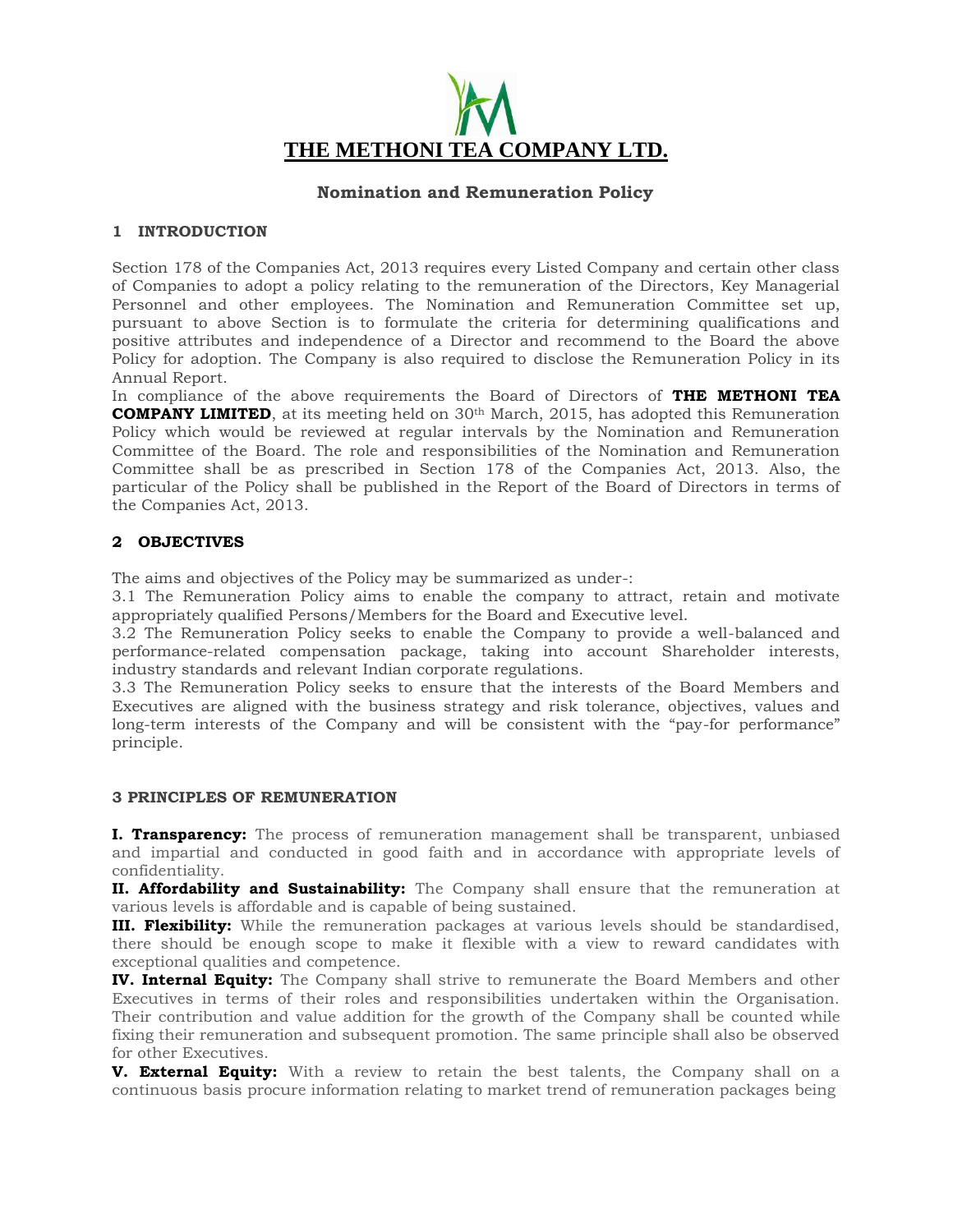# THE METHONI TEA COMPANY LTD.

## Nomination and Remuneration Policy

### 1 INTRODUCTION

Section 178 of the Companies Act, 2013 requires every Listed Company and certain other class of Companies to adopt a policy relating to the remuneration of the Directors, Key Managerial Personnel and other employees. The Nomination and Remuneration Committee set up, pursuant to above Section is to formulate the criteria for determining qualifications and positive attributes and independence of a Director and recommend to the Board the above Policy for adoption. The Company is also required to disclose the Remuneration Policy in its Annual Report.

In compliance of the above requirements the Board of Directors of **THE METHONI TEA COMPANY LIMITED**, at its meeting held on 30th March, 2015, has adopted this Remuneration Policy which would be reviewed at regular intervals by the Nomination and Remuneration Committee of the Board. The role and responsibilities of the Nomination and Remuneration Committee shall be as prescribed in Section 178 of the Companies Act, 2013. Also, the particular of the Policy shall be published in the Report of the Board of Directors in terms of the Companies Act, 2013.

### 2 OBJECTIVES

The aims and objectives of the Policy may be summarized as under-:

3.1 The Remuneration Policy aims to enable the company to attract, retain and motivate appropriately qualified Persons/Members for the Board and Executive level.

3.2 The Remuneration Policy seeks to enable the Company to provide a well-balanced and performance-related compensation package, taking into account Shareholder interests, industry standards and relevant Indian corporate regulations.

3.3 The Remuneration Policy seeks to ensure that the interests of the Board Members and Executives are aligned with the business strategy and risk tolerance, objectives, values and long-term interests of the Company and will be consistent with the "pay-for performance" principle.

### 3 PRINCIPLES OF REMUNERATION

**I. Transparency:** The process of remuneration management shall be transparent, unbiased and impartial and conducted in good faith and in accordance with appropriate levels of confidentiality.

**II. Affordability and Sustainability:** The Company shall ensure that the remuneration at various levels is affordable and is capable of being sustained.

**III. Flexibility:** While the remuneration packages at various levels should be standardised, there should be enough scope to make it flexible with a view to reward candidates with exceptional qualities and competence.

**IV. Internal Equity:** The Company shall strive to remunerate the Board Members and other Executives in terms of their roles and responsibilities undertaken within the Organisation. Their contribution and value addition for the growth of the Company shall be counted while fixing their remuneration and subsequent promotion. The same principle shall also be observed for other Executives.

**V. External Equity:** With a review to retain the best talents, the Company shall on a continuous basis procure information relating to market trend of remuneration packages being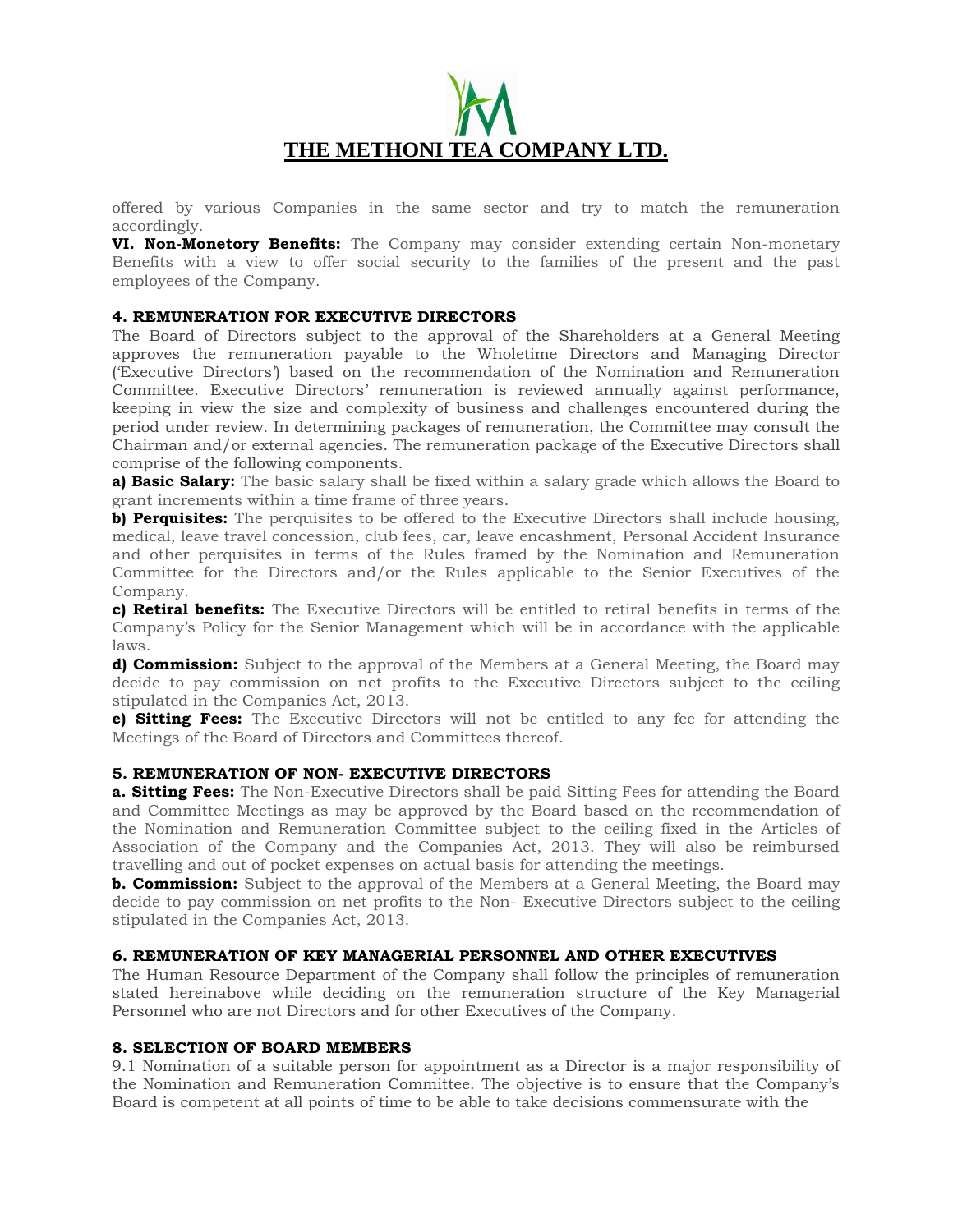offered by various Companies in the same sector and try to match the remuneration accordingly.

**VI. Non-Monetory Benefits:** The Company may consider extending certain Non-monetary Benefits with a view to offer social security to the families of the present and the past employees of the Company.

#### 4. REMUNERATION FOR EXECUTIVE DIRECTORS

The Board of Directors subject to the approval of the Shareholders at a General Meeting approves the remuneration payable to the Wholetime Directors and Managing Director ('Executive Directors') based on the recommendation of the Nomination and Remuneration Committee. Executive Directors' remuneration is reviewed annually against performance, keeping in view the size and complexity of business and challenges encountered during the period under review. In determining packages of remuneration, the Committee may consult the Chairman and/or external agencies. The remuneration package of the Executive Directors shall comprise of the following components.

**a) Basic Salary:** The basic salary shall be fixed within a salary grade which allows the Board to grant increments within a time frame of three years.

**b) Perquisites:** The perquisites to be offered to the Executive Directors shall include housing, medical, leave travel concession, club fees, car, leave encashment, Personal Accident Insurance and other perquisites in terms of the Rules framed by the Nomination and Remuneration Committee for the Directors and/or the Rules applicable to the Senior Executives of the Company.

**c) Retiral benefits:** The Executive Directors will be entitled to retiral benefits in terms of the Company's Policy for the Senior Management which will be in accordance with the applicable laws.

**d) Commission:** Subject to the approval of the Members at a General Meeting, the Board may decide to pay commission on net profits to the Executive Directors subject to the ceiling stipulated in the Companies Act, 2013.

**e) Sitting Fees:** The Executive Directors will not be entitled to any fee for attending the Meetings of the Board of Directors and Committees thereof.

#### 5. REMUNERATION OF NON- EXECUTIVE DIRECTORS

**a. Sitting Fees:** The Non-Executive Directors shall be paid Sitting Fees for attending the Board and Committee Meetings as may be approved by the Board based on the recommendation of the Nomination and Remuneration Committee subject to the ceiling fixed in the Articles of Association of the Company and the Companies Act, 2013. They will also be reimbursed travelling and out of pocket expenses on actual basis for attending the meetings.

**b. Commission:** Subject to the approval of the Members at a General Meeting, the Board may decide to pay commission on net profits to the Non- Executive Directors subject to the ceiling stipulated in the Companies Act, 2013.

#### 6. REMUNERATION OF KEY MANAGERIAL PERSONNEL AND OTHER EXECUTIVES

The Human Resource Department of the Company shall follow the principles of remuneration stated hereinabove while deciding on the remuneration structure of the Key Managerial Personnel who are not Directors and for other Executives of the Company.

#### 8. SELECTION OF BOARD MEMBERS

9.1 Nomination of a suitable person for appointment as a Director is a major responsibility of the Nomination and Remuneration Committee. The objective is to ensure that the Company's Board is competent at all points of time to be able to take decisions commensurate with the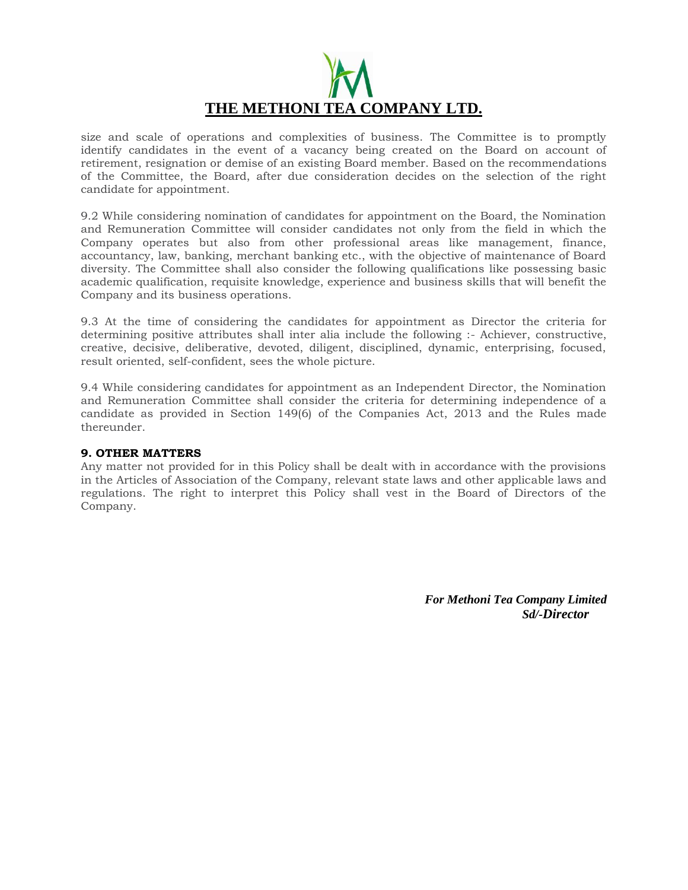size and scale of operations and complexities of business. The Committee is to promptly identify candidates in the event of a vacancy being created on the Board on account of retirement, resignation or demise of an existing Board member. Based on the recommendations of the Committee, the Board, after due consideration decides on the selection of the right candidate for appointment.

9.2 While considering nomination of candidates for appointment on the Board, the Nomination and Remuneration Committee will consider candidates not only from the field in which the Company operates but also from other professional areas like management, finance, accountancy, law, banking, merchant banking etc., with the objective of maintenance of Board diversity. The Committee shall also consider the following qualifications like possessing basic academic qualification, requisite knowledge, experience and business skills that will benefit the Company and its business operations.

9.3 At the time of considering the candidates for appointment as Director the criteria for determining positive attributes shall inter alia include the following :- Achiever, constructive, creative, decisive, deliberative, devoted, diligent, disciplined, dynamic, enterprising, focused, result oriented, self-confident, sees the whole picture.

9.4 While considering candidates for appointment as an Independent Director, the Nomination and Remuneration Committee shall consider the criteria for determining independence of a candidate as provided in Section 149(6) of the Companies Act, 2013 and the Rules made thereunder.

**9. OTHER MATTERS**

Any matter not provided for in this Policy shall be dealt with in accordance with the provisions in the Articles of Association of the Company, relevant state laws and other applicable laws and regulations. The right to interpret this Policy shall vest in the Board of Directors of the Company.

***For Methoni Tea Company Limited***

***Sd/-Director***